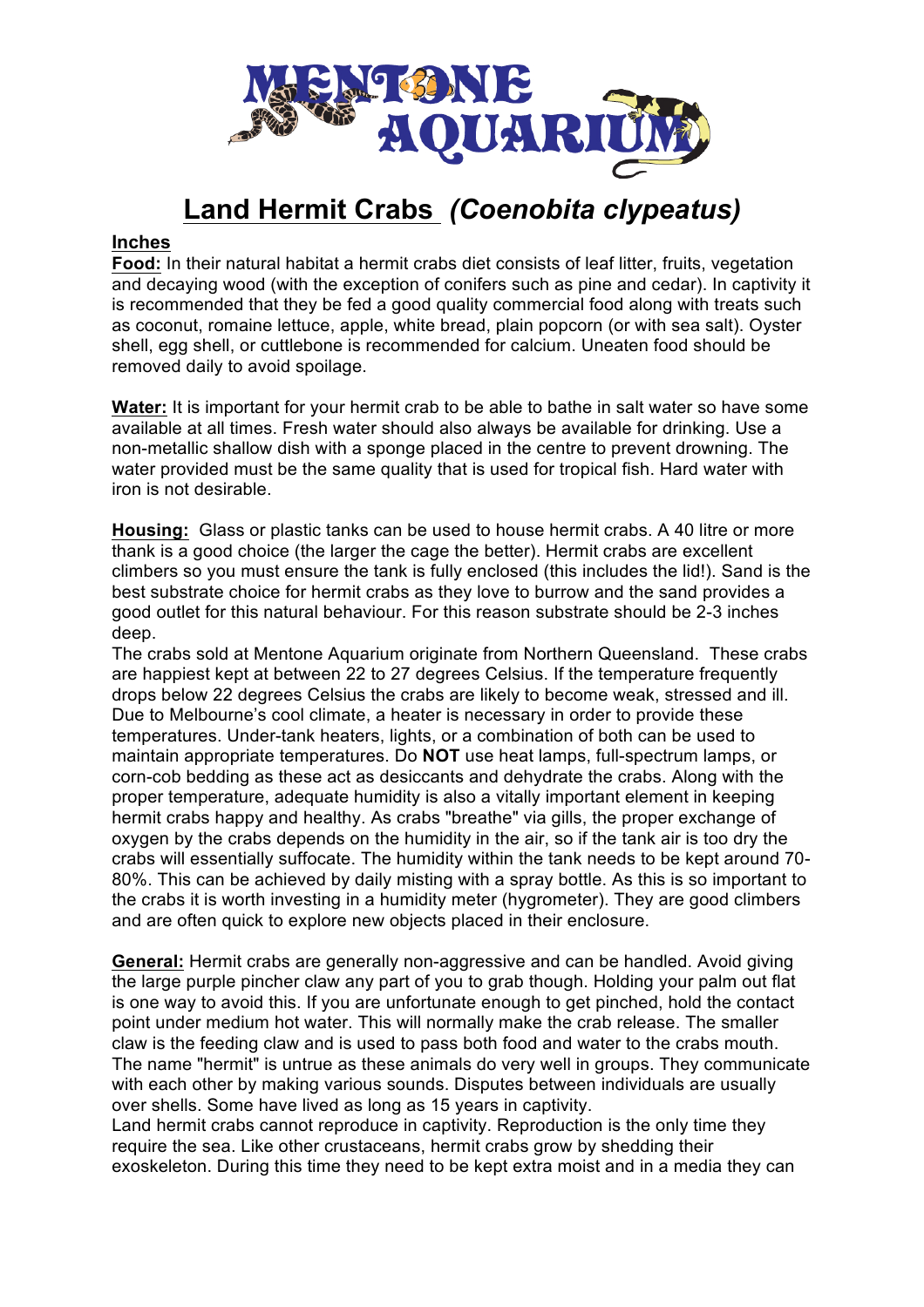# Land Hermit Crabs *(Coenobita clypeatus)*

**Inches**

**Food:** In their natural habitat a hermit crabs diet consists of leaf litter, fruits, vegetation and decaying wood (with the exception of conifers such as pine and cedar). In captivity it is recommended that they be fed a good quality commercial food along with treats such as coconut, romaine lettuce, apple, white bread, plain popcorn (or with sea salt). Oyster shell, egg shell, or cuttlebone is recommended for calcium. Uneaten food should be removed daily to avoid spoilage.

**Water:** It is important for your hermit crab to be able to bathe in salt water so have some available at all times. Fresh water should also always be available for drinking. Use a non-metallic shallow dish with a sponge placed in the centre to prevent drowning. The water provided must be the same quality that is used for tropical fish. Hard water with iron is not desirable.

**Housing:** Glass or plastic tanks can be used to house hermit crabs. A 40 litre or more thank is a good choice (the larger the cage the better). Hermit crabs are excellent climbers so you must ensure the tank is fully enclosed (this includes the lid!). Sand is the best substrate choice for hermit crabs as they love to burrow and the sand provides a good outlet for this natural behaviour. For this reason substrate should be 2-3 inches deep.

The crabs sold at Mentone Aquarium originate from Northern Queensland. These crabs are happiest kept at between 22 to 27 degrees Celsius. If the temperature frequently drops below 22 degrees Celsius the crabs are likely to become weak, stressed and ill. Due to Melbourne's cool climate, a heater is necessary in order to provide these temperatures. Under-tank heaters, lights, or a combination of both can be used to maintain appropriate temperatures. Do **NOT** use heat lamps, full-spectrum lamps, or corn-cob bedding as these act as desiccants and dehydrate the crabs. Along with the proper temperature, adequate humidity is also a vitally important element in keeping hermit crabs happy and healthy. As crabs "breathe" via gills, the proper exchange of oxygen by the crabs depends on the humidity in the air, so if the tank air is too dry the crabs will essentially suffocate. The humidity within the tank needs to be kept around 70-80%. This can be achieved by daily misting with a spray bottle. As this is so important to the crabs it is worth investing in a humidity meter (hygrometer). They are good climbers and are often quick to explore new objects placed in their enclosure.

**General:** Hermit crabs are generally non-aggressive and can be handled. Avoid giving the large purple pincher claw any part of you to grab though. Holding your palm out flat is one way to avoid this. If you are unfortunate enough to get pinched, hold the contact point under medium hot water. This will normally make the crab release. The smaller claw is the feeding claw and is used to pass both food and water to the crabs mouth. The name "hermit" is untrue as these animals do very well in groups. They communicate with each other by making various sounds. Disputes between individuals are usually over shells. Some have lived as long as 15 years in captivity.

Land hermit crabs cannot reproduce in captivity. Reproduction is the only time they require the sea. Like other crustaceans, hermit crabs grow by shedding their exoskeleton. During this time they need to be kept extra moist and in a media they can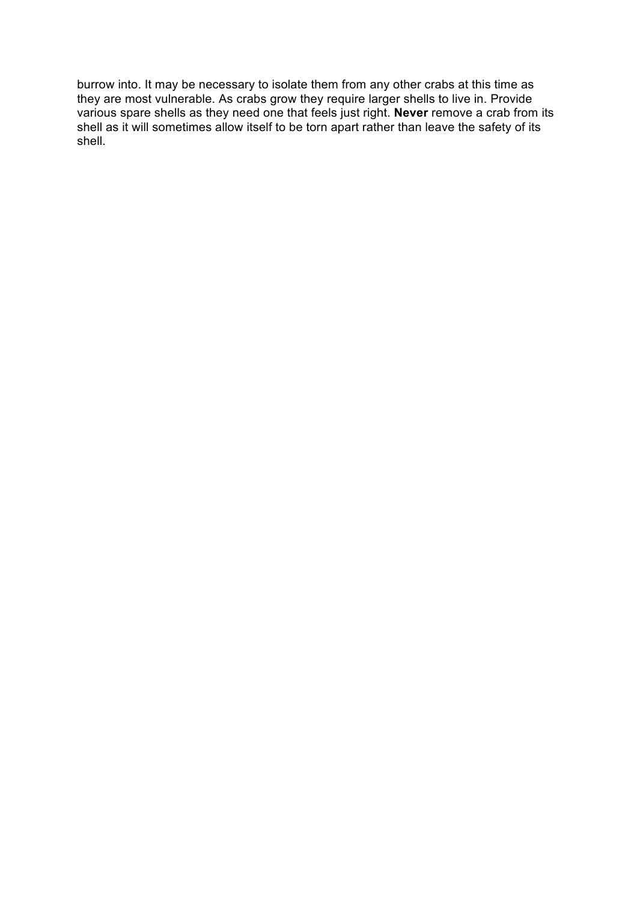burrow into. It may be necessary to isolate them from any other crabs at this time as they are most vulnerable. As crabs grow they require larger shells to live in. Provide various spare shells as they need one that feels just right. **Never** remove a crab from its shell as it will sometimes allow itself to be torn apart rather than leave the safety of its shell.